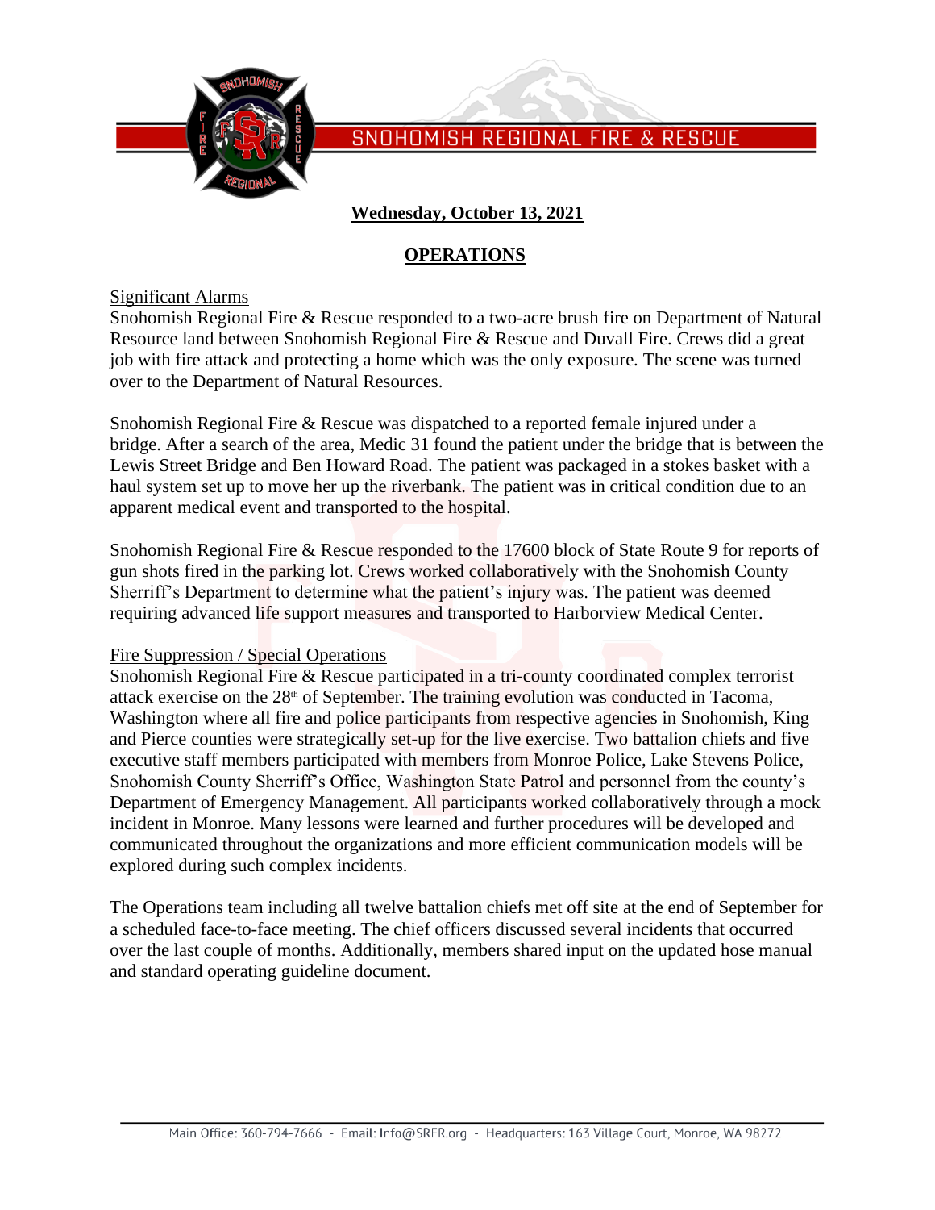SNOHOMISH REGIONAL FIRE & RESCUE

**Wednesday, October 13, 2021**

## OPERATIONS

Significant Alarms

Snohomish Regional Fire & Rescue responded to a two-acre brush fire on Department of Natural Resource land between Snohomish Regional Fire & Rescue and Duvall Fire. Crews did a great job with fire attack and protecting a home which was the only exposure. The scene was turned over to the Department of Natural Resources.

Snohomish Regional Fire & Rescue was dispatched to a reported female injured under a bridge. After a search of the area, Medic 31 found the patient under the bridge that is between the Lewis Street Bridge and Ben Howard Road. The patient was packaged in a stokes basket with a haul system set up to move her up the riverbank. The patient was in critical condition due to an apparent medical event and transported to the hospital.

Snohomish Regional Fire & Rescue responded to the 17600 block of State Route 9 for reports of gun shots fired in the parking lot. Crews worked collaboratively with the Snohomish County Sherriff's Department to determine what the patient's injury was. The patient was deemed requiring advanced life support measures and transported to Harborview Medical Center.

Fire Suppression / Special Operations

Snohomish Regional Fire & Rescue participated in a tri-county coordinated complex terrorist attack exercise on the 28th of September. The training evolution was conducted in Tacoma, Washington where all fire and police participants from respective agencies in Snohomish, King and Pierce counties were strategically set-up for the live exercise. Two battalion chiefs and five executive staff members participated with members from Monroe Police, Lake Stevens Police, Snohomish County Sherriff's Office, Washington State Patrol and personnel from the county's Department of Emergency Management. All participants worked collaboratively through a mock incident in Monroe. Many lessons were learned and further procedures will be developed and communicated throughout the organizations and more efficient communication models will be explored during such complex incidents.

The Operations team including all twelve battalion chiefs met off site at the end of September for a scheduled face-to-face meeting. The chief officers discussed several incidents that occurred over the last couple of months. Additionally, members shared input on the updated hose manual and standard operating guideline document.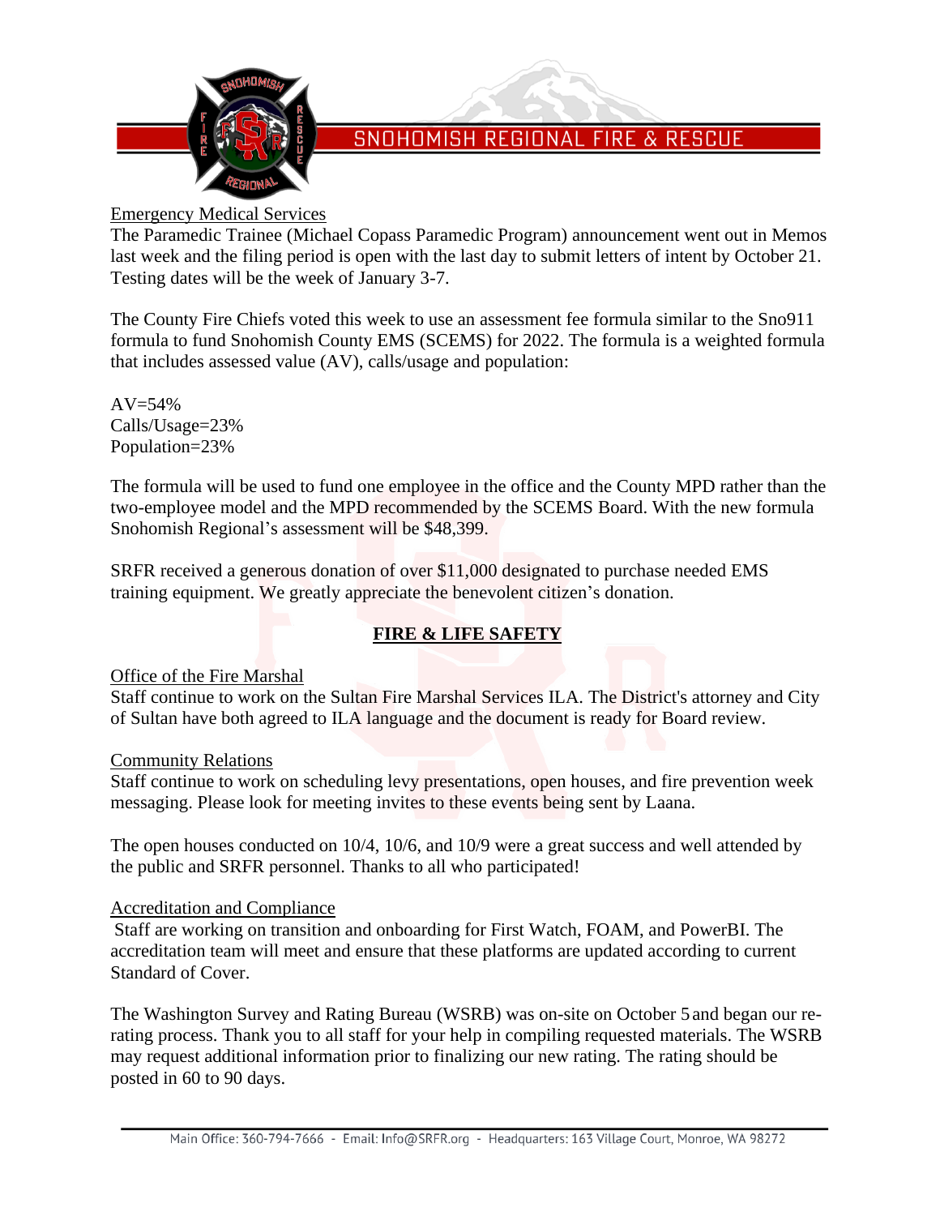Emergency Medical Services

The Paramedic Trainee (Michael Copass Paramedic Program) announcement went out in Memos last week and the filing period is open with the last day to submit letters of intent by October 21. Testing dates will be the week of January 3-7.

The County Fire Chiefs voted this week to use an assessment fee formula similar to the Sno911 formula to fund Snohomish County EMS (SCEMS) for 2022. The formula is a weighted formula that includes assessed value (AV), calls/usage and population:

AV=54%
Calls/Usage=23%
Population=23%

The formula will be used to fund one employee in the office and the County MPD rather than the two-employee model and the MPD recommended by the SCEMS Board. With the new formula Snohomish Regional's assessment will be $48,399.

SRFR received a generous donation of over $11,000 designated to purchase needed EMS training equipment. We greatly appreciate the benevolent citizen's donation.

## FIRE & LIFE SAFETY

Office of the Fire Marshal

Staff continue to work on the Sultan Fire Marshal Services ILA. The District's attorney and City of Sultan have both agreed to ILA language and the document is ready for Board review.

Community Relations

Staff continue to work on scheduling levy presentations, open houses, and fire prevention week messaging. Please look for meeting invites to these events being sent by Laana.

The open houses conducted on 10/4, 10/6, and 10/9 were a great success and well attended by the public and SRFR personnel. Thanks to all who participated!

Accreditation and Compliance

Staff are working on transition and onboarding for First Watch, FOAM, and PowerBI. The accreditation team will meet and ensure that these platforms are updated according to current Standard of Cover.

The Washington Survey and Rating Bureau (WSRB) was on-site on October 5 and began our re-rating process. Thank you to all staff for your help in compiling requested materials. The WSRB may request additional information prior to finalizing our new rating. The rating should be posted in 60 to 90 days.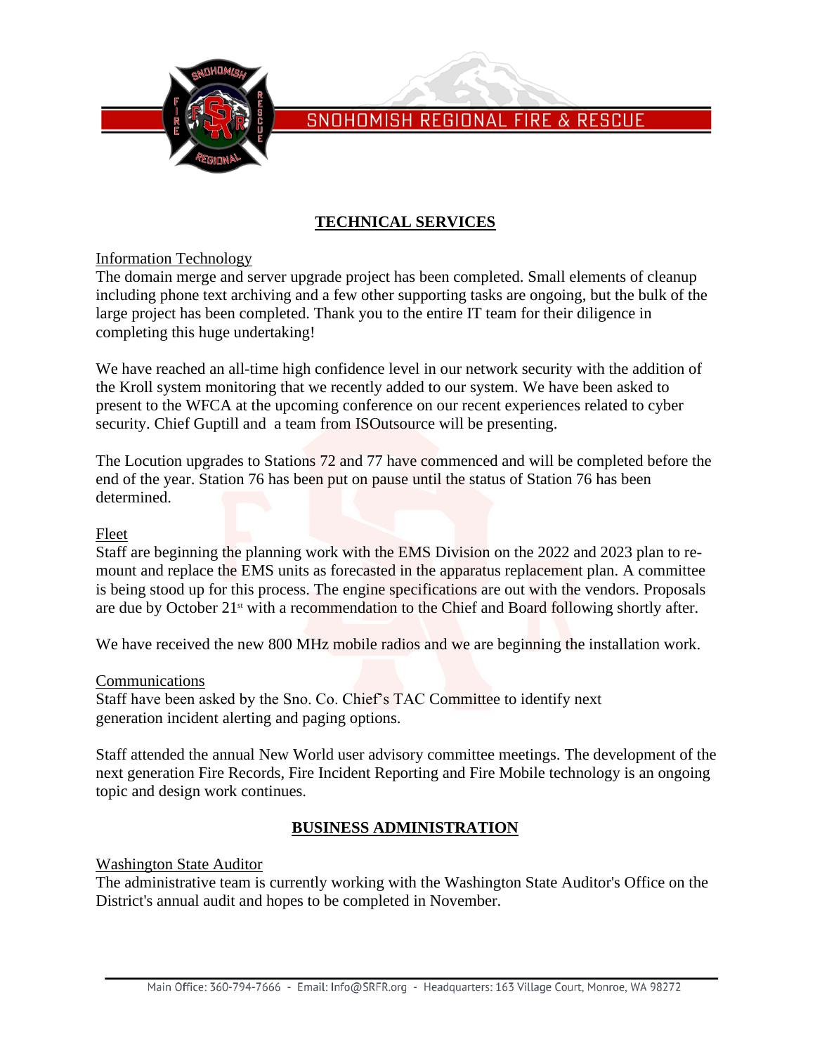## TECHNICAL SERVICES

Information Technology

The domain merge and server upgrade project has been completed. Small elements of cleanup including phone text archiving and a few other supporting tasks are ongoing, but the bulk of the large project has been completed. Thank you to the entire IT team for their diligence in completing this huge undertaking!

We have reached an all-time high confidence level in our network security with the addition of the Kroll system monitoring that we recently added to our system. We have been asked to present to the WFCA at the upcoming conference on our recent experiences related to cyber security. Chief Guptill and a team from ISOutsource will be presenting.

The Locution upgrades to Stations 72 and 77 have commenced and will be completed before the end of the year. Station 76 has been put on pause until the status of Station 76 has been determined.

Fleet

Staff are beginning the planning work with the EMS Division on the 2022 and 2023 plan to re-mount and replace the EMS units as forecasted in the apparatus replacement plan. A committee is being stood up for this process. The engine specifications are out with the vendors. Proposals are due by October 21st with a recommendation to the Chief and Board following shortly after.

We have received the new 800 MHz mobile radios and we are beginning the installation work.

Communications

Staff have been asked by the Sno. Co. Chief's TAC Committee to identify next generation incident alerting and paging options.

Staff attended the annual New World user advisory committee meetings. The development of the next generation Fire Records, Fire Incident Reporting and Fire Mobile technology is an ongoing topic and design work continues.

## BUSINESS ADMINISTRATION

Washington State Auditor

The administrative team is currently working with the Washington State Auditor's Office on the District's annual audit and hopes to be completed in November.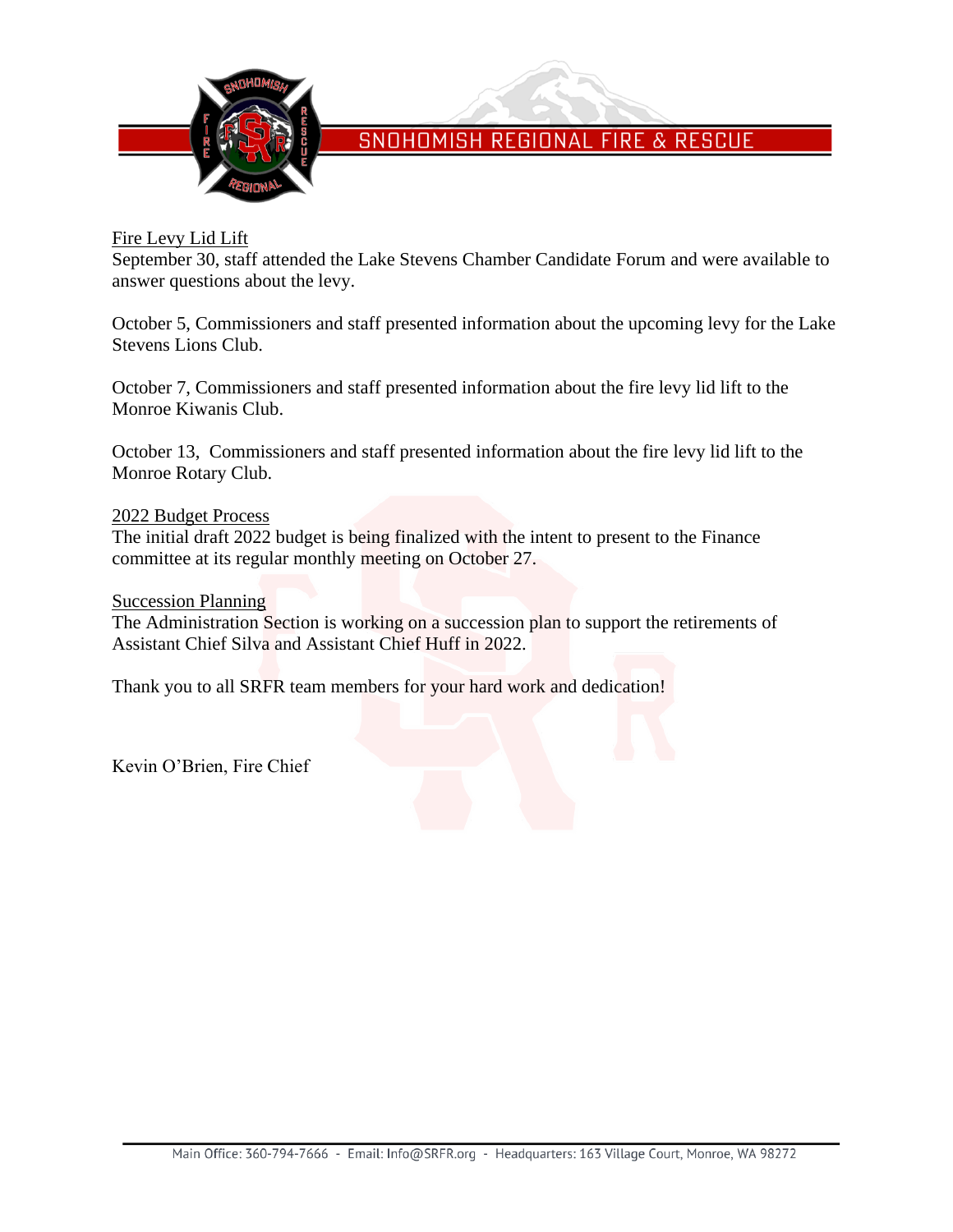Fire Levy Lid Lift

September 30, staff attended the Lake Stevens Chamber Candidate Forum and were available to answer questions about the levy.

October 5, Commissioners and staff presented information about the upcoming levy for the Lake Stevens Lions Club.

October 7, Commissioners and staff presented information about the fire levy lid lift to the Monroe Kiwanis Club.

October 13, Commissioners and staff presented information about the fire levy lid lift to the Monroe Rotary Club.

2022 Budget Process

The initial draft 2022 budget is being finalized with the intent to present to the Finance committee at its regular monthly meeting on October 27.

Succession Planning

The Administration Section is working on a succession plan to support the retirements of Assistant Chief Silva and Assistant Chief Huff in 2022.

Thank you to all SRFR team members for your hard work and dedication!

Kevin O'Brien, Fire Chief